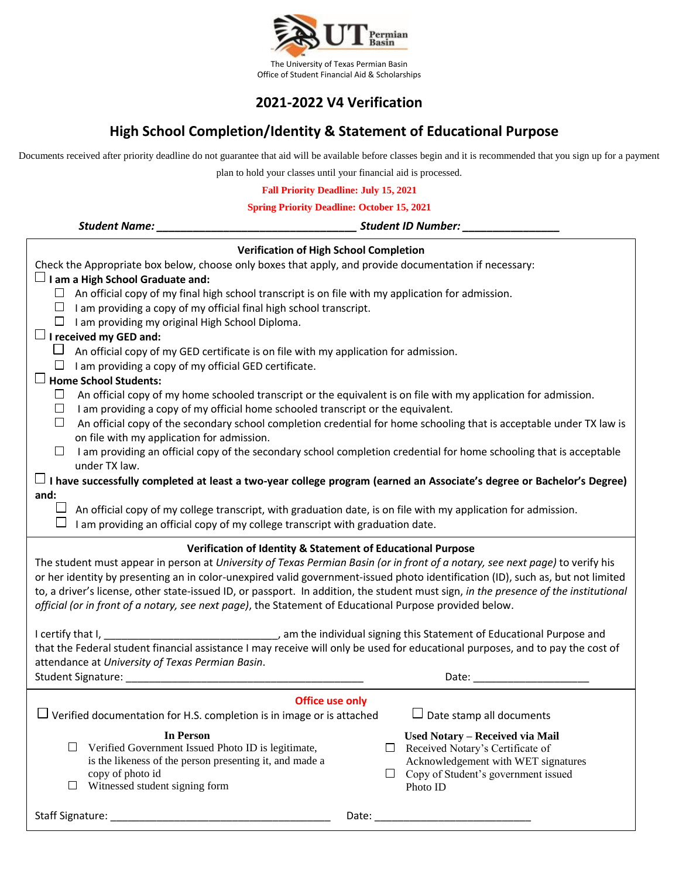The University of Texas Permian Basin
Office of Student Financial Aid & Scholarships

# 2021-2022 V4 Verification

## High School Completion/Identity & Statement of Educational Purpose

Documents received after priority deadline do not guarantee that aid will be available before classes begin and it is recommended that you sign up for a payment plan to hold your classes until your financial aid is processed.

**Fall Priority Deadline: July 15, 2021**

**Spring Priority Deadline: October 15, 2021**

***Student Name:*** **_________________________________** ***Student ID Number:*** **________________**

### Verification of High School Completion

Check the Appropriate box below, choose only boxes that apply, and provide documentation if necessary:

- ☐ **I am a High School Graduate and:**
  - ☐ An official copy of my final high school transcript is on file with my application for admission.
  - ☐ I am providing a copy of my official final high school transcript.
  - ☐ I am providing my original High School Diploma.
- ☐ **I received my GED and:**
  - ☐ An official copy of my GED certificate is on file with my application for admission.
  - ☐ I am providing a copy of my official GED certificate.
- ☐ **Home School Students:**
  - ☐ An official copy of my home schooled transcript or the equivalent is on file with my application for admission.
  - ☐ I am providing a copy of my official home schooled transcript or the equivalent.
  - ☐ An official copy of the secondary school completion credential for home schooling that is acceptable under TX law is on file with my application for admission.
  - ☐ I am providing an official copy of the secondary school completion credential for home schooling that is acceptable under TX law.
- ☐ **I have successfully completed at least a two-year college program (earned an Associate's degree or Bachelor's Degree) and:**
  - ☐ An official copy of my college transcript, with graduation date, is on file with my application for admission.
  - ☐ I am providing an official copy of my college transcript with graduation date.

### Verification of Identity & Statement of Educational Purpose

The student must appear in person at *University of Texas Permian Basin (or in front of a notary, see next page)* to verify his or her identity by presenting an in color-unexpired valid government-issued photo identification (ID), such as, but not limited to, a driver's license, other state-issued ID, or passport. In addition, the student must sign, *in the presence of the institutional official (or in front of a notary, see next page)*, the Statement of Educational Purpose provided below.

I certify that I, ____________________________, am the individual signing this Statement of Educational Purpose and that the Federal student financial assistance I may receive will only be used for educational purposes, and to pay the cost of attendance at *University of Texas Permian Basin*.

Student Signature: _________________________________________ Date: ____________________

### Office use only

☐ Verified documentation for H.S. completion is in image or is attached ☐ Date stamp all documents

**In Person**

- ☐ Verified Government Issued Photo ID is legitimate, is the likeness of the person presenting it, and made a copy of photo id
- ☐ Witnessed student signing form

**Used Notary – Received via Mail**

- ☐ Received Notary's Certificate of Acknowledgement with WET signatures
- ☐ Copy of Student's government issued Photo ID

Staff Signature: ______________________________________ Date: ___________________________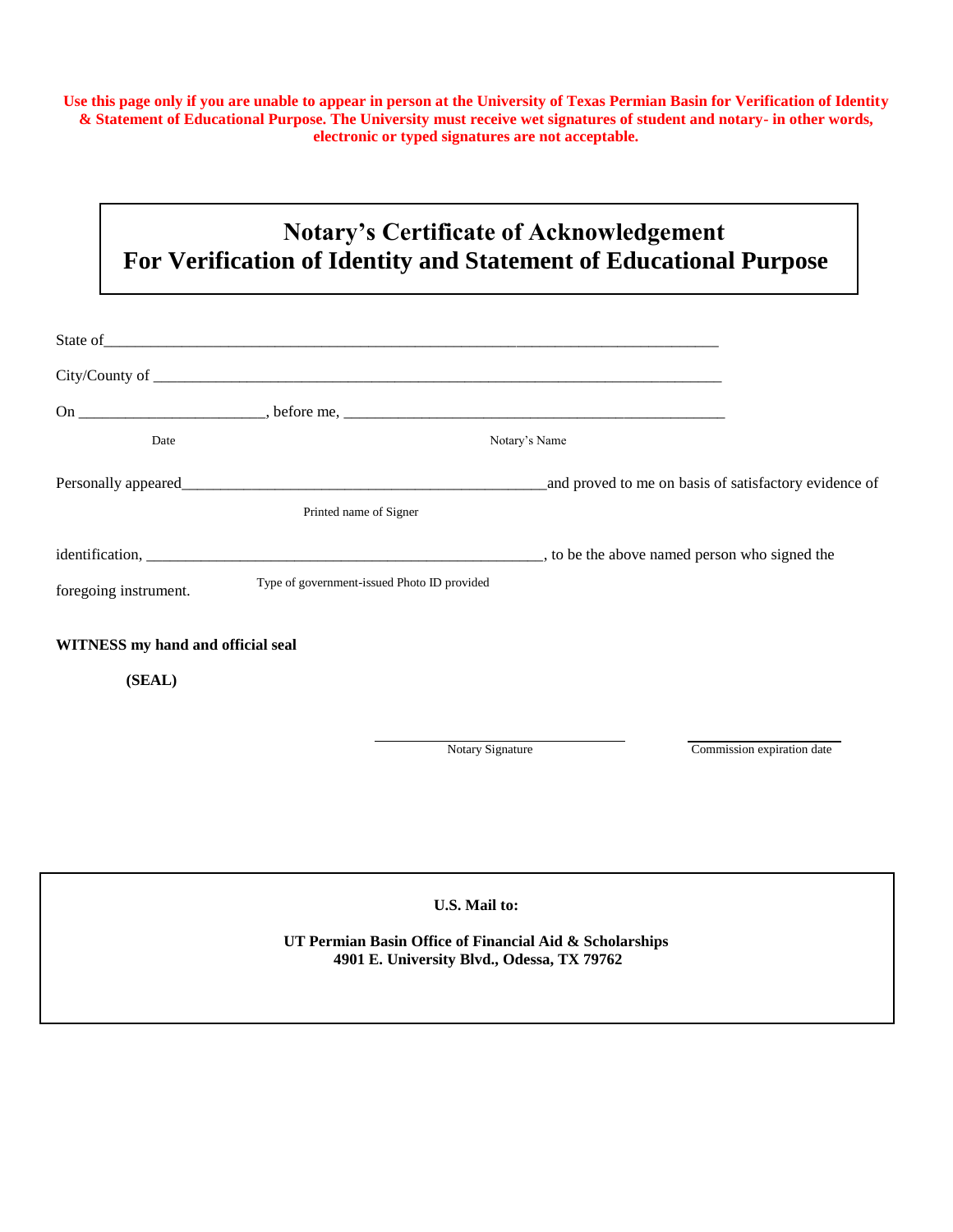**Use this page only if you are unable to appear in person at the University of Texas Permian Basin for Verification of Identity & Statement of Educational Purpose. The University must receive wet signatures of student and notary- in other words, electronic or typed signatures are not acceptable.**

# Notary's Certificate of Acknowledgement
# For Verification of Identity and Statement of Educational Purpose

State of_______________________________________________________________________________

City/County of ________________________________________________________________________

On ________________________, before me, ______________________________________________

Date                                        Notary's Name

Personally appeared_______________________________________________and proved to me on basis of satisfactory evidence of

Printed name of Signer

identification, ____________________________________________________, to be the above named person who signed the

foregoing instrument.        Type of government-issued Photo ID provided

**WITNESS my hand and official seal**

**(SEAL)**

________________________________        ____________________
Notary Signature        Commission expiration date

**U.S. Mail to:**

**UT Permian Basin Office of Financial Aid & Scholarships**
**4901 E. University Blvd., Odessa, TX 79762**